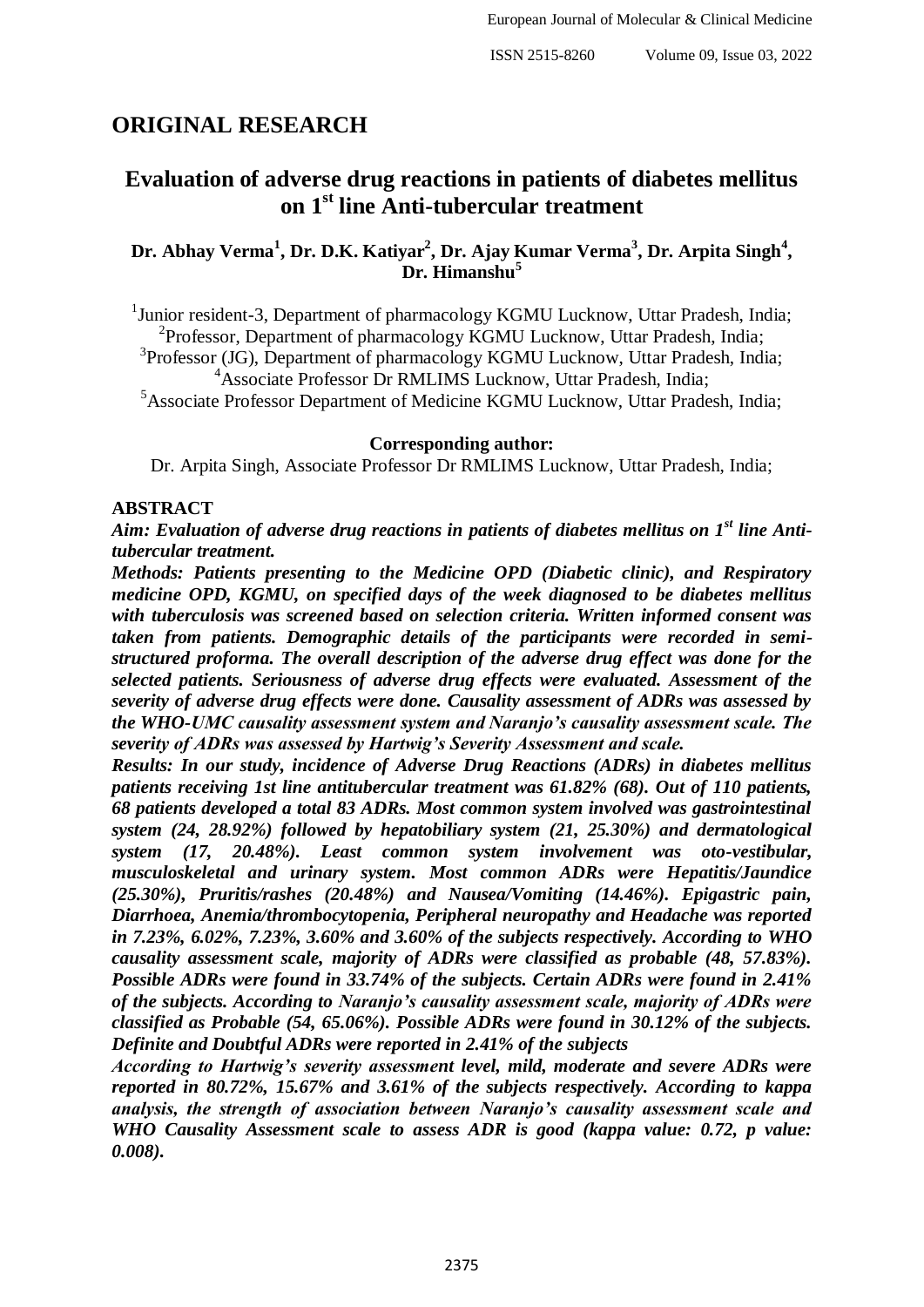# ORIGINAL RESEARCH

## Evaluation of adverse drug reactions in patients of diabetes mellitus on 1st line Anti-tubercular treatment

**Dr. Abhay Verma[1], Dr. D.K. Katiyar[2], Dr. Ajay Kumar Verma[3], Dr. Arpita Singh[4], Dr. Himanshu[5]**

[1]Junior resident-3, Department of pharmacology KGMU Lucknow, Uttar Pradesh, India;
[2]Professor, Department of pharmacology KGMU Lucknow, Uttar Pradesh, India;
[3]Professor (JG), Department of pharmacology KGMU Lucknow, Uttar Pradesh, India;
[4]Associate Professor Dr RMLIMS Lucknow, Uttar Pradesh, India;
[5]Associate Professor Department of Medicine KGMU Lucknow, Uttar Pradesh, India;

**Corresponding author:**

Dr. Arpita Singh, Associate Professor Dr RMLIMS Lucknow, Uttar Pradesh, India;

### ABSTRACT

***Aim: Evaluation of adverse drug reactions in patients of diabetes mellitus on 1st line Anti-tubercular treatment.***

***Methods: Patients presenting to the Medicine OPD (Diabetic clinic), and Respiratory medicine OPD, KGMU, on specified days of the week diagnosed to be diabetes mellitus with tuberculosis was screened based on selection criteria. Written informed consent was taken from patients. Demographic details of the participants were recorded in semi-structured proforma. The overall description of the adverse drug effect was done for the selected patients. Seriousness of adverse drug effects were evaluated. Assessment of the severity of adverse drug effects were done. Causality assessment of ADRs was assessed by the WHO-UMC causality assessment system and Naranjo's causality assessment scale. The severity of ADRs was assessed by Hartwig's Severity Assessment and scale.***

***Results: In our study, incidence of Adverse Drug Reactions (ADRs) in diabetes mellitus patients receiving 1st line antitubercular treatment was 61.82% (68). Out of 110 patients, 68 patients developed a total 83 ADRs. Most common system involved was gastrointestinal system (24, 28.92%) followed by hepatobiliary system (21, 25.30%) and dermatological system (17, 20.48%). Least common system involvement was oto-vestibular, musculoskeletal and urinary system. Most common ADRs were Hepatitis/Jaundice (25.30%), Pruritis/rashes (20.48%) and Nausea/Vomiting (14.46%). Epigastric pain, Diarrhoea, Anemia/thrombocytopenia, Peripheral neuropathy and Headache was reported in 7.23%, 6.02%, 7.23%, 3.60% and 3.60% of the subjects respectively. According to WHO causality assessment scale, majority of ADRs were classified as probable (48, 57.83%). Possible ADRs were found in 33.74% of the subjects. Certain ADRs were found in 2.41% of the subjects. According to Naranjo's causality assessment scale, majority of ADRs were classified as Probable (54, 65.06%). Possible ADRs were found in 30.12% of the subjects. Definite and Doubtful ADRs were reported in 2.41% of the subjects***

***According to Hartwig's severity assessment level, mild, moderate and severe ADRs were reported in 80.72%, 15.67% and 3.61% of the subjects respectively. According to kappa analysis, the strength of association between Naranjo's causality assessment scale and WHO Causality Assessment scale to assess ADR is good (kappa value: 0.72, p value: 0.008).***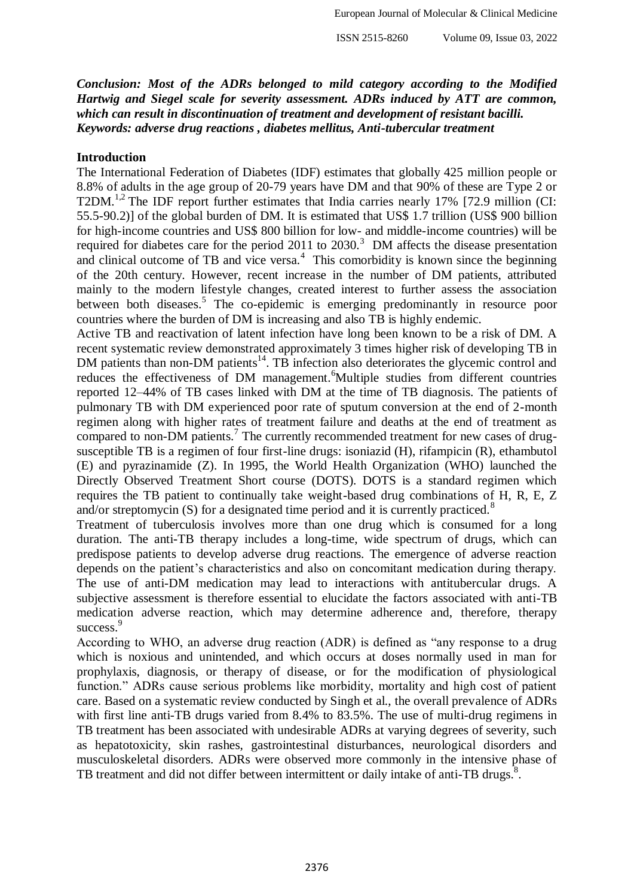***Conclusion: Most of the ADRs belonged to mild category according to the Modified Hartwig and Siegel scale for severity assessment. ADRs induced by ATT are common, which can result in discontinuation of treatment and development of resistant bacilli.***
***Keywords: adverse drug reactions , diabetes mellitus, Anti-tubercular treatment***

## Introduction

The International Federation of Diabetes (IDF) estimates that globally 425 million people or 8.8% of adults in the age group of 20-79 years have DM and that 90% of these are Type 2 or T2DM.[1,2] The IDF report further estimates that India carries nearly 17% [72.9 million (CI: 55.5-90.2)] of the global burden of DM. It is estimated that US$ 1.7 trillion (US$ 900 billion for high-income countries and US$ 800 billion for low- and middle-income countries) will be required for diabetes care for the period 2011 to 2030.[3] DM affects the disease presentation and clinical outcome of TB and vice versa.[4] This comorbidity is known since the beginning of the 20th century. However, recent increase in the number of DM patients, attributed mainly to the modern lifestyle changes, created interest to further assess the association between both diseases.[5] The co-epidemic is emerging predominantly in resource poor countries where the burden of DM is increasing and also TB is highly endemic.

Active TB and reactivation of latent infection have long been known to be a risk of DM. A recent systematic review demonstrated approximately 3 times higher risk of developing TB in DM patients than non-DM patients[14]. TB infection also deteriorates the glycemic control and reduces the effectiveness of DM management.[6]Multiple studies from different countries reported 12–44% of TB cases linked with DM at the time of TB diagnosis. The patients of pulmonary TB with DM experienced poor rate of sputum conversion at the end of 2-month regimen along with higher rates of treatment failure and deaths at the end of treatment as compared to non-DM patients.[7] The currently recommended treatment for new cases of drug-susceptible TB is a regimen of four first-line drugs: isoniazid (H), rifampicin (R), ethambutol (E) and pyrazinamide (Z). In 1995, the World Health Organization (WHO) launched the Directly Observed Treatment Short course (DOTS). DOTS is a standard regimen which requires the TB patient to continually take weight-based drug combinations of H, R, E, Z and/or streptomycin (S) for a designated time period and it is currently practiced.[8]

Treatment of tuberculosis involves more than one drug which is consumed for a long duration. The anti-TB therapy includes a long-time, wide spectrum of drugs, which can predispose patients to develop adverse drug reactions. The emergence of adverse reaction depends on the patient's characteristics and also on concomitant medication during therapy. The use of anti-DM medication may lead to interactions with antitubercular drugs. A subjective assessment is therefore essential to elucidate the factors associated with anti-TB medication adverse reaction, which may determine adherence and, therefore, therapy success.[9]

According to WHO, an adverse drug reaction (ADR) is defined as "any response to a drug which is noxious and unintended, and which occurs at doses normally used in man for prophylaxis, diagnosis, or therapy of disease, or for the modification of physiological function." ADRs cause serious problems like morbidity, mortality and high cost of patient care. Based on a systematic review conducted by Singh et al., the overall prevalence of ADRs with first line anti-TB drugs varied from 8.4% to 83.5%. The use of multi-drug regimens in TB treatment has been associated with undesirable ADRs at varying degrees of severity, such as hepatotoxicity, skin rashes, gastrointestinal disturbances, neurological disorders and musculoskeletal disorders. ADRs were observed more commonly in the intensive phase of TB treatment and did not differ between intermittent or daily intake of anti-TB drugs.[8].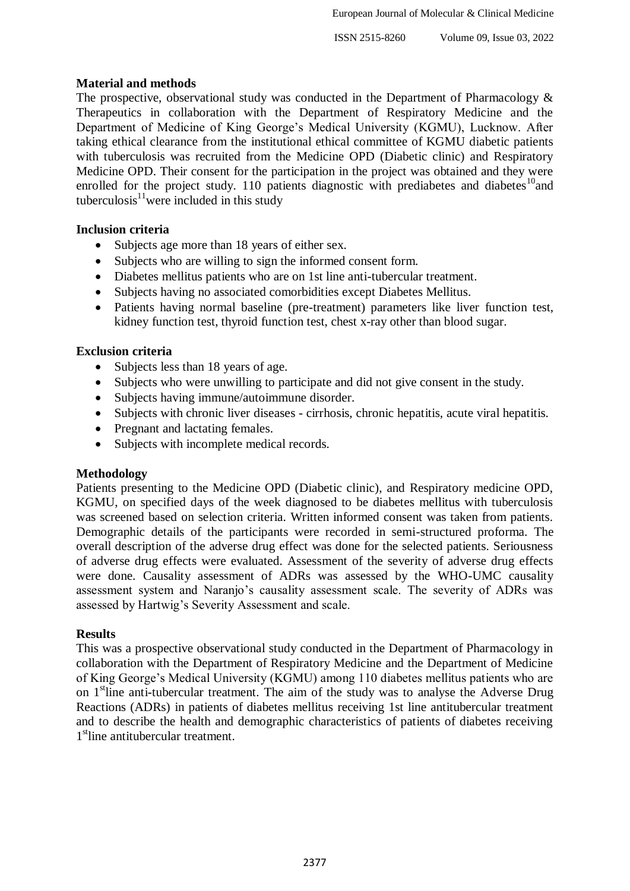**Material and methods**

The prospective, observational study was conducted in the Department of Pharmacology & Therapeutics in collaboration with the Department of Respiratory Medicine and the Department of Medicine of King George's Medical University (KGMU), Lucknow. After taking ethical clearance from the institutional ethical committee of KGMU diabetic patients with tuberculosis was recruited from the Medicine OPD (Diabetic clinic) and Respiratory Medicine OPD. Their consent for the participation in the project was obtained and they were enrolled for the project study. 110 patients diagnostic with prediabetes and diabetes[10]and tuberculosis[11]were included in this study

**Inclusion criteria**

- Subjects age more than 18 years of either sex.
- Subjects who are willing to sign the informed consent form.
- Diabetes mellitus patients who are on 1st line anti-tubercular treatment.
- Subjects having no associated comorbidities except Diabetes Mellitus.
- Patients having normal baseline (pre-treatment) parameters like liver function test, kidney function test, thyroid function test, chest x-ray other than blood sugar.

**Exclusion criteria**

- Subjects less than 18 years of age.
- Subjects who were unwilling to participate and did not give consent in the study.
- Subjects having immune/autoimmune disorder.
- Subjects with chronic liver diseases - cirrhosis, chronic hepatitis, acute viral hepatitis.
- Pregnant and lactating females.
- Subjects with incomplete medical records.

**Methodology**

Patients presenting to the Medicine OPD (Diabetic clinic), and Respiratory medicine OPD, KGMU, on specified days of the week diagnosed to be diabetes mellitus with tuberculosis was screened based on selection criteria. Written informed consent was taken from patients. Demographic details of the participants were recorded in semi-structured proforma. The overall description of the adverse drug effect was done for the selected patients. Seriousness of adverse drug effects were evaluated. Assessment of the severity of adverse drug effects were done. Causality assessment of ADRs was assessed by the WHO-UMC causality assessment system and Naranjo's causality assessment scale. The severity of ADRs was assessed by Hartwig's Severity Assessment and scale.

**Results**

This was a prospective observational study conducted in the Department of Pharmacology in collaboration with the Department of Respiratory Medicine and the Department of Medicine of King George's Medical University (KGMU) among 110 diabetes mellitus patients who are on 1[st]line anti-tubercular treatment. The aim of the study was to analyse the Adverse Drug Reactions (ADRs) in patients of diabetes mellitus receiving 1st line antitubercular treatment and to describe the health and demographic characteristics of patients of diabetes receiving 1[st]line antitubercular treatment.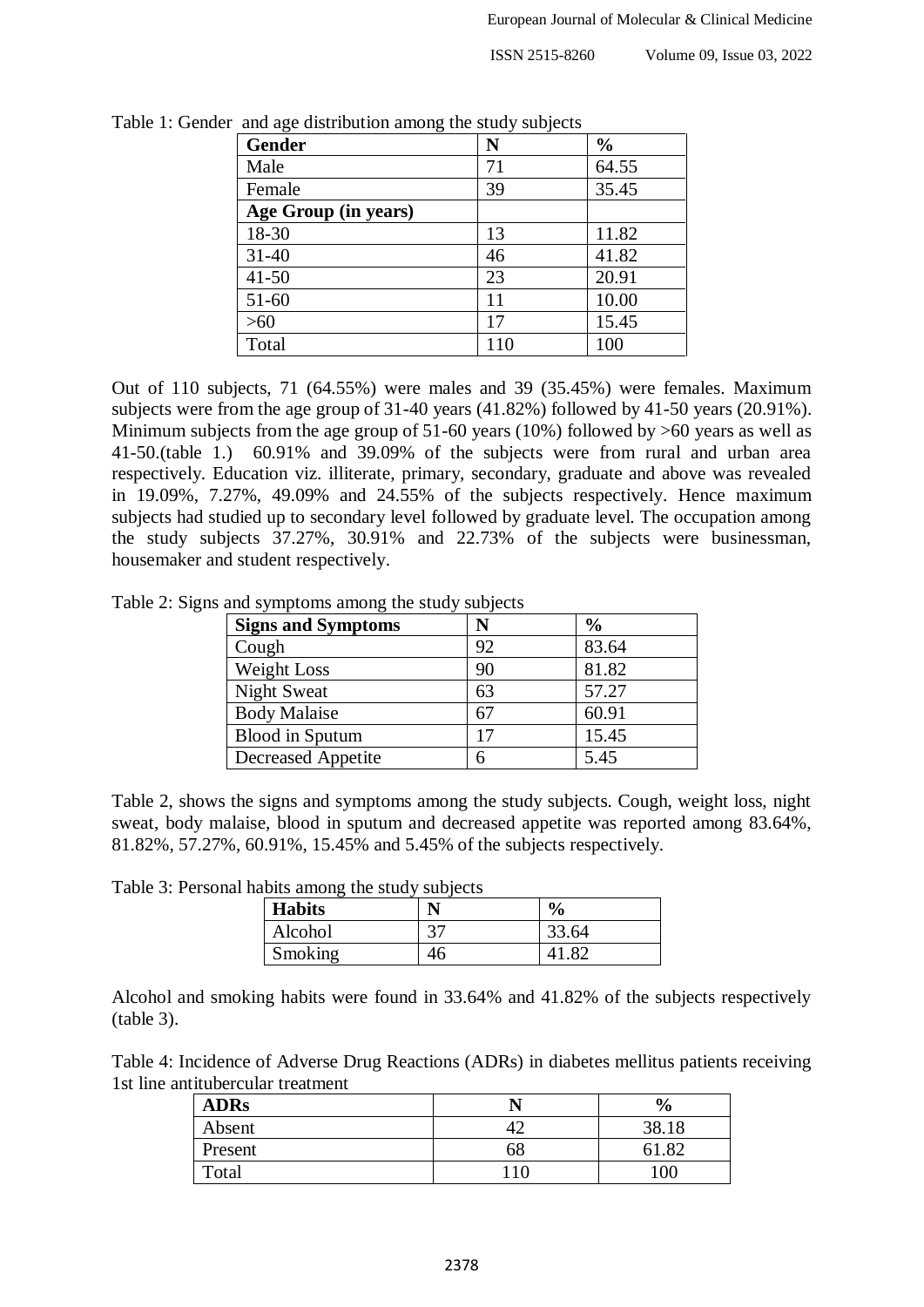Table 1: Gender and age distribution among the study subjects

| Gender | N | % |
|---|---|---|
| Male | 71 | 64.55 |
| Female | 39 | 35.45 |
| **Age Group (in years)** | | |
| 18-30 | 13 | 11.82 |
| 31-40 | 46 | 41.82 |
| 41-50 | 23 | 20.91 |
| 51-60 | 11 | 10.00 |
| >60 | 17 | 15.45 |
| Total | 110 | 100 |

Out of 110 subjects, 71 (64.55%) were males and 39 (35.45%) were females. Maximum subjects were from the age group of 31-40 years (41.82%) followed by 41-50 years (20.91%). Minimum subjects from the age group of 51-60 years (10%) followed by >60 years as well as 41-50.(table 1.) 60.91% and 39.09% of the subjects were from rural and urban area respectively. Education viz. illiterate, primary, secondary, graduate and above was revealed in 19.09%, 7.27%, 49.09% and 24.55% of the subjects respectively. Hence maximum subjects had studied up to secondary level followed by graduate level. The occupation among the study subjects 37.27%, 30.91% and 22.73% of the subjects were businessman, housemaker and student respectively.

Table 2: Signs and symptoms among the study subjects

| Signs and Symptoms | N | % |
|---|---|---|
| Cough | 92 | 83.64 |
| Weight Loss | 90 | 81.82 |
| Night Sweat | 63 | 57.27 |
| Body Malaise | 67 | 60.91 |
| Blood in Sputum | 17 | 15.45 |
| Decreased Appetite | 6 | 5.45 |

Table 2, shows the signs and symptoms among the study subjects. Cough, weight loss, night sweat, body malaise, blood in sputum and decreased appetite was reported among 83.64%, 81.82%, 57.27%, 60.91%, 15.45% and 5.45% of the subjects respectively.

Table 3: Personal habits among the study subjects

| Habits | N | % |
|---|---|---|
| Alcohol | 37 | 33.64 |
| Smoking | 46 | 41.82 |

Alcohol and smoking habits were found in 33.64% and 41.82% of the subjects respectively (table 3).

Table 4: Incidence of Adverse Drug Reactions (ADRs) in diabetes mellitus patients receiving 1st line antitubercular treatment

| ADRs | N | % |
|---|---|---|
| Absent | 42 | 38.18 |
| Present | 68 | 61.82 |
| Total | 110 | 100 |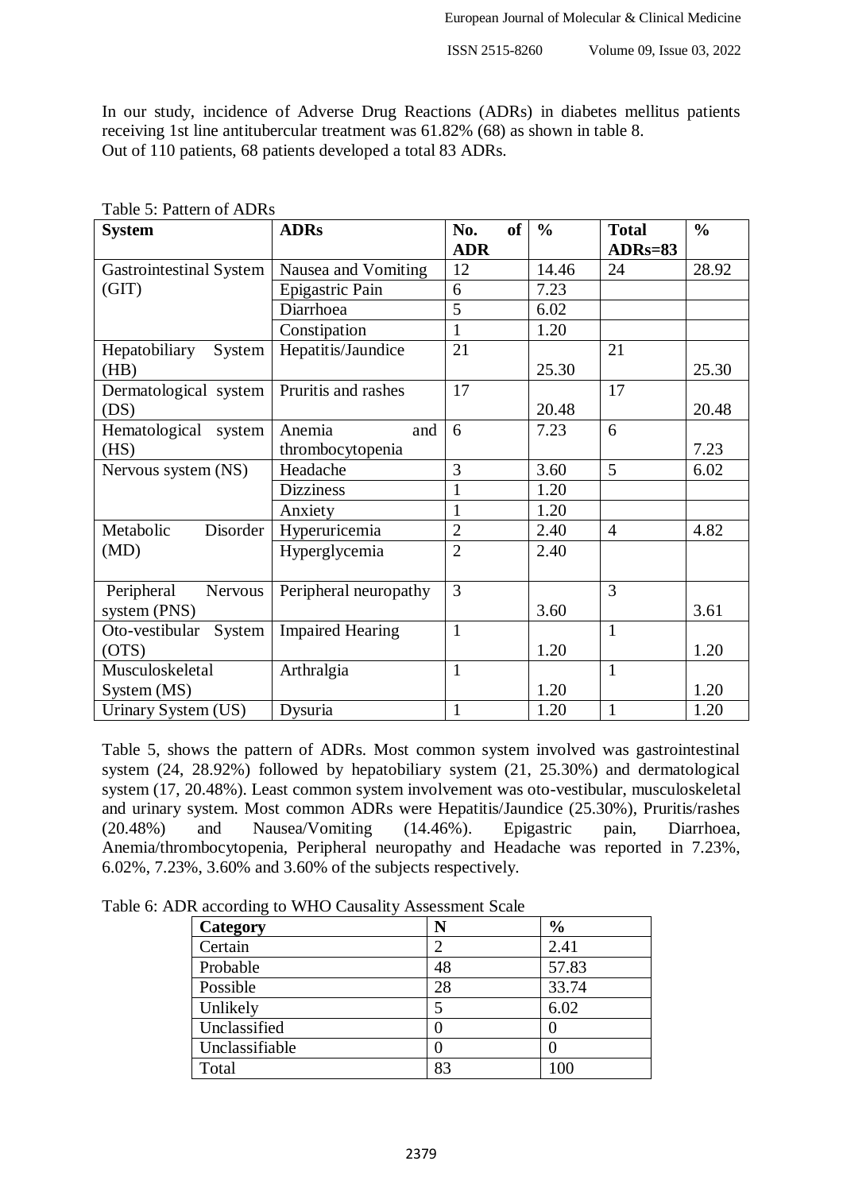In our study, incidence of Adverse Drug Reactions (ADRs) in diabetes mellitus patients receiving 1st line antitubercular treatment was 61.82% (68) as shown in table 8.
Out of 110 patients, 68 patients developed a total 83 ADRs.

Table 5: Pattern of ADRs

| System | ADRs | No. of ADR | % | Total ADRs=83 | % |
|---|---|---|---|---|---|
| Gastrointestinal System (GIT) | Nausea and Vomiting | 12 | 14.46 | 24 | 28.92 |
| | Epigastric Pain | 6 | 7.23 | | |
| | Diarrhoea | 5 | 6.02 | | |
| | Constipation | 1 | 1.20 | | |
| Hepatobiliary System (HB) | Hepatitis/Jaundice | 21 | 25.30 | 21 | 25.30 |
| Dermatological system (DS) | Pruritis and rashes | 17 | 20.48 | 17 | 20.48 |
| Hematological system (HS) | Anemia and thrombocytopenia | 6 | 7.23 | 6 | 7.23 |
| Nervous system (NS) | Headache | 3 | 3.60 | 5 | 6.02 |
| | Dizziness | 1 | 1.20 | | |
| | Anxiety | 1 | 1.20 | | |
| Metabolic Disorder (MD) | Hyperuricemia | 2 | 2.40 | 4 | 4.82 |
| | Hyperglycemia | 2 | 2.40 | | |
| Peripheral Nervous system (PNS) | Peripheral neuropathy | 3 | 3.60 | 3 | 3.61 |
| Oto-vestibular System (OTS) | Impaired Hearing | 1 | 1.20 | 1 | 1.20 |
| Musculoskeletal System (MS) | Arthralgia | 1 | 1.20 | 1 | 1.20 |
| Urinary System (US) | Dysuria | 1 | 1.20 | 1 | 1.20 |

Table 5, shows the pattern of ADRs. Most common system involved was gastrointestinal system (24, 28.92%) followed by hepatobiliary system (21, 25.30%) and dermatological system (17, 20.48%). Least common system involvement was oto-vestibular, musculoskeletal and urinary system. Most common ADRs were Hepatitis/Jaundice (25.30%), Pruritis/rashes (20.48%) and Nausea/Vomiting (14.46%). Epigastric pain, Diarrhoea, Anemia/thrombocytopenia, Peripheral neuropathy and Headache was reported in 7.23%, 6.02%, 7.23%, 3.60% and 3.60% of the subjects respectively.

Table 6: ADR according to WHO Causality Assessment Scale

| Category | N | % |
|---|---|---|
| Certain | 2 | 2.41 |
| Probable | 48 | 57.83 |
| Possible | 28 | 33.74 |
| Unlikely | 5 | 6.02 |
| Unclassified | 0 | 0 |
| Unclassifiable | 0 | 0 |
| Total | 83 | 100 |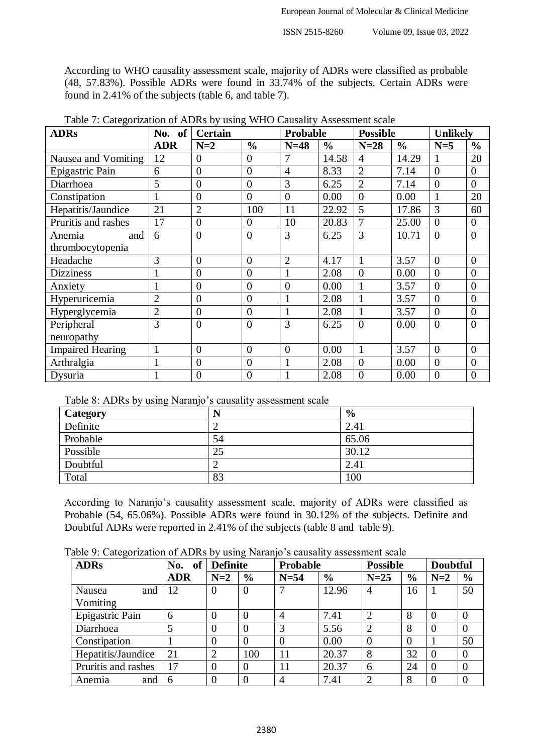According to WHO causality assessment scale, majority of ADRs were classified as probable (48, 57.83%). Possible ADRs were found in 33.74% of the subjects. Certain ADRs were found in 2.41% of the subjects (table 6, and table 7).

Table 7: Categorization of ADRs by using WHO Causality Assessment scale

| ADRs | No. of ADR | Certain | | Probable | | Possible | | Unlikely | |
|---|---|---|---|---|---|---|---|---|---|
| | | N=2 | % | N=48 | % | N=28 | % | N=5 | % |
| Nausea and Vomiting | 12 | 0 | 0 | 7 | 14.58 | 4 | 14.29 | 1 | 20 |
| Epigastric Pain | 6 | 0 | 0 | 4 | 8.33 | 2 | 7.14 | 0 | 0 |
| Diarrhoea | 5 | 0 | 0 | 3 | 6.25 | 2 | 7.14 | 0 | 0 |
| Constipation | 1 | 0 | 0 | 0 | 0.00 | 0 | 0.00 | 1 | 20 |
| Hepatitis/Jaundice | 21 | 2 | 100 | 11 | 22.92 | 5 | 17.86 | 3 | 60 |
| Pruritis and rashes | 17 | 0 | 0 | 10 | 20.83 | 7 | 25.00 | 0 | 0 |
| Anemia and thrombocytopenia | 6 | 0 | 0 | 3 | 6.25 | 3 | 10.71 | 0 | 0 |
| Headache | 3 | 0 | 0 | 2 | 4.17 | 1 | 3.57 | 0 | 0 |
| Dizziness | 1 | 0 | 0 | 1 | 2.08 | 0 | 0.00 | 0 | 0 |
| Anxiety | 1 | 0 | 0 | 0 | 0.00 | 1 | 3.57 | 0 | 0 |
| Hyperuricemia | 2 | 0 | 0 | 1 | 2.08 | 1 | 3.57 | 0 | 0 |
| Hyperglycemia | 2 | 0 | 0 | 1 | 2.08 | 1 | 3.57 | 0 | 0 |
| Peripheral neuropathy | 3 | 0 | 0 | 3 | 6.25 | 0 | 0.00 | 0 | 0 |
| Impaired Hearing | 1 | 0 | 0 | 0 | 0.00 | 1 | 3.57 | 0 | 0 |
| Arthralgia | 1 | 0 | 0 | 1 | 2.08 | 0 | 0.00 | 0 | 0 |
| Dysuria | 1 | 0 | 0 | 1 | 2.08 | 0 | 0.00 | 0 | 0 |

Table 8: ADRs by using Naranjo's causality assessment scale

| Category | N | % |
|---|---|---|
| Definite | 2 | 2.41 |
| Probable | 54 | 65.06 |
| Possible | 25 | 30.12 |
| Doubtful | 2 | 2.41 |
| Total | 83 | 100 |

According to Naranjo's causality assessment scale, majority of ADRs were classified as Probable (54, 65.06%). Possible ADRs were found in 30.12% of the subjects. Definite and Doubtful ADRs were reported in 2.41% of the subjects (table 8 and table 9).

Table 9: Categorization of ADRs by using Naranjo's causality assessment scale

| ADRs | No. of ADR | Definite | | Probable | | Possible | | Doubtful | |
|---|---|---|---|---|---|---|---|---|---|
| | | N=2 | % | N=54 | % | N=25 | % | N=2 | % |
| Nausea and Vomiting | 12 | 0 | 0 | 7 | 12.96 | 4 | 16 | 1 | 50 |
| Epigastric Pain | 6 | 0 | 0 | 4 | 7.41 | 2 | 8 | 0 | 0 |
| Diarrhoea | 5 | 0 | 0 | 3 | 5.56 | 2 | 8 | 0 | 0 |
| Constipation | 1 | 0 | 0 | 0 | 0.00 | 0 | 0 | 1 | 50 |
| Hepatitis/Jaundice | 21 | 2 | 100 | 11 | 20.37 | 8 | 32 | 0 | 0 |
| Pruritis and rashes | 17 | 0 | 0 | 11 | 20.37 | 6 | 24 | 0 | 0 |
| Anemia and | 6 | 0 | 0 | 4 | 7.41 | 2 | 8 | 0 | 0 |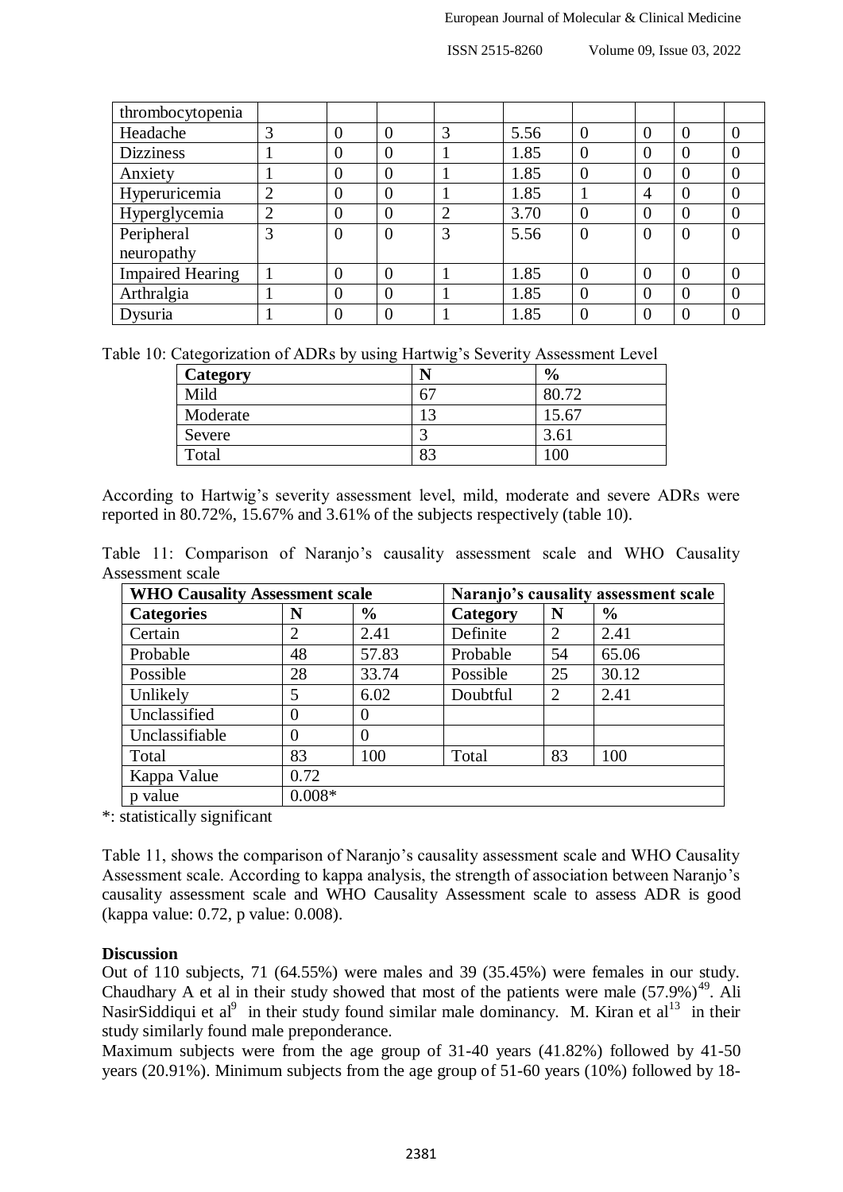| thrombocytopenia | | | | | | | | | |
|---|---|---|---|---|---|---|---|---|---|
| Headache | 3 | 0 | 0 | 3 | 5.56 | 0 | 0 | 0 | 0 |
| Dizziness | 1 | 0 | 0 | 1 | 1.85 | 0 | 0 | 0 | 0 |
| Anxiety | 1 | 0 | 0 | 1 | 1.85 | 0 | 0 | 0 | 0 |
| Hyperuricemia | 2 | 0 | 0 | 1 | 1.85 | 1 | 4 | 0 | 0 |
| Hyperglycemia | 2 | 0 | 0 | 2 | 3.70 | 0 | 0 | 0 | 0 |
| Peripheral neuropathy | 3 | 0 | 0 | 3 | 5.56 | 0 | 0 | 0 | 0 |
| Impaired Hearing | 1 | 0 | 0 | 1 | 1.85 | 0 | 0 | 0 | 0 |
| Arthralgia | 1 | 0 | 0 | 1 | 1.85 | 0 | 0 | 0 | 0 |
| Dysuria | 1 | 0 | 0 | 1 | 1.85 | 0 | 0 | 0 | 0 |

Table 10: Categorization of ADRs by using Hartwig's Severity Assessment Level

| Category | N | % |
|---|---|---|
| Mild | 67 | 80.72 |
| Moderate | 13 | 15.67 |
| Severe | 3 | 3.61 |
| Total | 83 | 100 |

According to Hartwig's severity assessment level, mild, moderate and severe ADRs were reported in 80.72%, 15.67% and 3.61% of the subjects respectively (table 10).

Table 11: Comparison of Naranjo's causality assessment scale and WHO Causality Assessment scale

| WHO Causality Assessment scale | | | Naranjo's causality assessment scale | | |
|---|---|---|---|---|---|
| **Categories** | **N** | **%** | **Category** | **N** | **%** |
| Certain | 2 | 2.41 | Definite | 2 | 2.41 |
| Probable | 48 | 57.83 | Probable | 54 | 65.06 |
| Possible | 28 | 33.74 | Possible | 25 | 30.12 |
| Unlikely | 5 | 6.02 | Doubtful | 2 | 2.41 |
| Unclassified | 0 | 0 | | | |
| Unclassifiable | 0 | 0 | | | |
| Total | 83 | 100 | Total | 83 | 100 |
| Kappa Value | 0.72 | | | | |
| p value | 0.008* | | | | |

*: statistically significant

Table 11, shows the comparison of Naranjo's causality assessment scale and WHO Causality Assessment scale. According to kappa analysis, the strength of association between Naranjo's causality assessment scale and WHO Causality Assessment scale to assess ADR is good (kappa value: 0.72, p value: 0.008).

## Discussion

Out of 110 subjects, 71 (64.55%) were males and 39 (35.45%) were females in our study. Chaudhary A et al in their study showed that most of the patients were male (57.9%)[49]. Ali NasirSiddiqui et al[9] in their study found similar male dominancy. M. Kiran et al[13] in their study similarly found male preponderance.

Maximum subjects were from the age group of 31-40 years (41.82%) followed by 41-50 years (20.91%). Minimum subjects from the age group of 51-60 years (10%) followed by 18-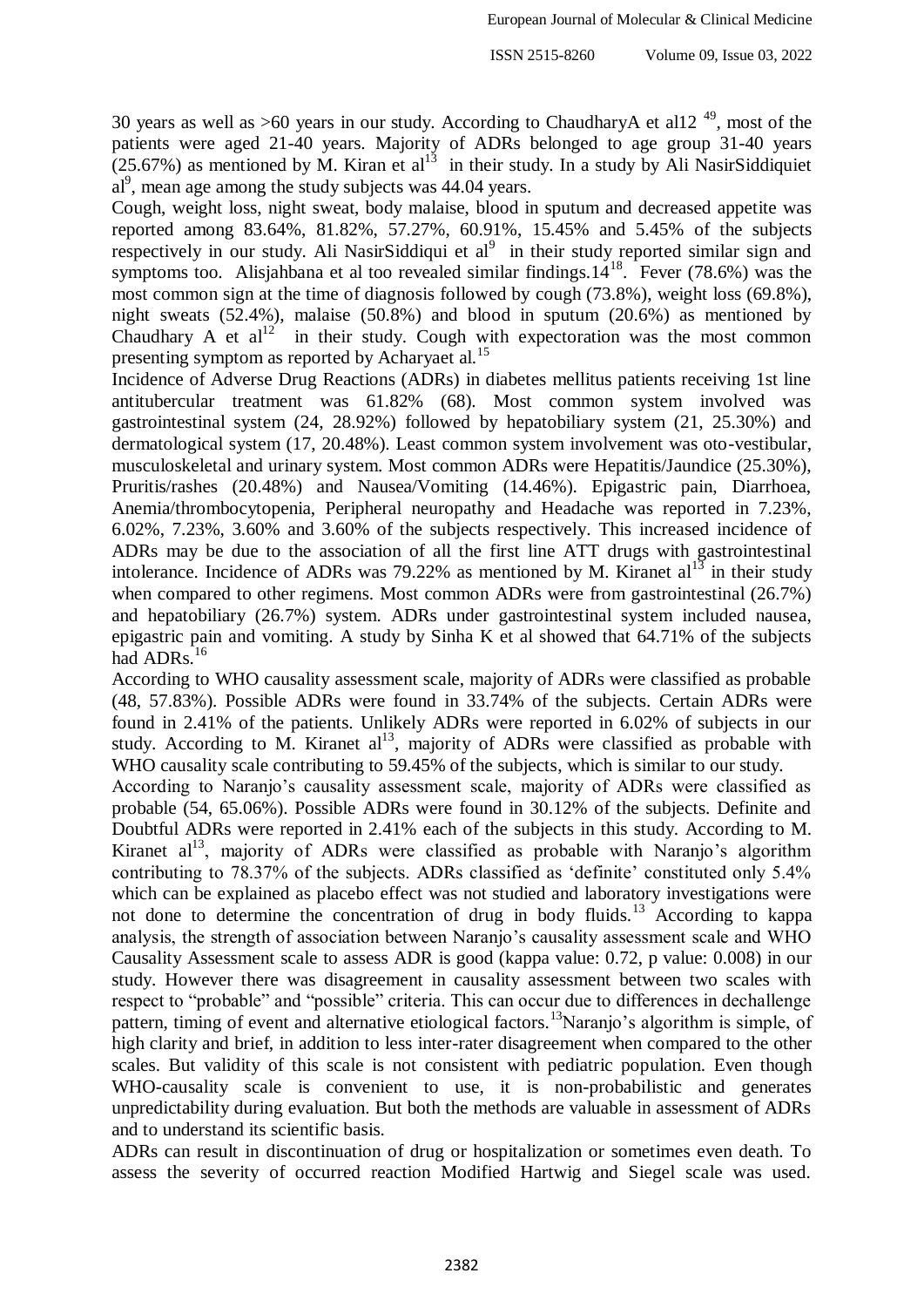30 years as well as >60 years in our study. According to ChaudharyA et al12 [49], most of the patients were aged 21-40 years. Majority of ADRs belonged to age group 31-40 years (25.67%) as mentioned by M. Kiran et al[13] in their study. In a study by Ali NasirSiddiquiet al[9], mean age among the study subjects was 44.04 years.

Cough, weight loss, night sweat, body malaise, blood in sputum and decreased appetite was reported among 83.64%, 81.82%, 57.27%, 60.91%, 15.45% and 5.45% of the subjects respectively in our study. Ali NasirSiddiqui et al[9] in their study reported similar sign and symptoms too. Alisjahbana et al too revealed similar findings.14[18]. Fever (78.6%) was the most common sign at the time of diagnosis followed by cough (73.8%), weight loss (69.8%), night sweats (52.4%), malaise (50.8%) and blood in sputum (20.6%) as mentioned by Chaudhary A et al[12] in their study. Cough with expectoration was the most common presenting symptom as reported by Acharyaet al.[15]

Incidence of Adverse Drug Reactions (ADRs) in diabetes mellitus patients receiving 1st line antitubercular treatment was 61.82% (68). Most common system involved was gastrointestinal system (24, 28.92%) followed by hepatobiliary system (21, 25.30%) and dermatological system (17, 20.48%). Least common system involvement was oto-vestibular, musculoskeletal and urinary system. Most common ADRs were Hepatitis/Jaundice (25.30%), Pruritis/rashes (20.48%) and Nausea/Vomiting (14.46%). Epigastric pain, Diarrhoea, Anemia/thrombocytopenia, Peripheral neuropathy and Headache was reported in 7.23%, 6.02%, 7.23%, 3.60% and 3.60% of the subjects respectively. This increased incidence of ADRs may be due to the association of all the first line ATT drugs with gastrointestinal intolerance. Incidence of ADRs was 79.22% as mentioned by M. Kiranet al[13] in their study when compared to other regimens. Most common ADRs were from gastrointestinal (26.7%) and hepatobiliary (26.7%) system. ADRs under gastrointestinal system included nausea, epigastric pain and vomiting. A study by Sinha K et al showed that 64.71% of the subjects had ADRs.[16]

According to WHO causality assessment scale, majority of ADRs were classified as probable (48, 57.83%). Possible ADRs were found in 33.74% of the subjects. Certain ADRs were found in 2.41% of the patients. Unlikely ADRs were reported in 6.02% of subjects in our study. According to M. Kiranet al[13], majority of ADRs were classified as probable with WHO causality scale contributing to 59.45% of the subjects, which is similar to our study.

According to Naranjo's causality assessment scale, majority of ADRs were classified as probable (54, 65.06%). Possible ADRs were found in 30.12% of the subjects. Definite and Doubtful ADRs were reported in 2.41% each of the subjects in this study. According to M. Kiranet al[13], majority of ADRs were classified as probable with Naranjo's algorithm contributing to 78.37% of the subjects. ADRs classified as 'definite' constituted only 5.4% which can be explained as placebo effect was not studied and laboratory investigations were not done to determine the concentration of drug in body fluids.[13] According to kappa analysis, the strength of association between Naranjo's causality assessment scale and WHO Causality Assessment scale to assess ADR is good (kappa value: 0.72, p value: 0.008) in our study. However there was disagreement in causality assessment between two scales with respect to "probable" and "possible" criteria. This can occur due to differences in dechallenge pattern, timing of event and alternative etiological factors.[13]Naranjo's algorithm is simple, of high clarity and brief, in addition to less inter-rater disagreement when compared to the other scales. But validity of this scale is not consistent with pediatric population. Even though WHO-causality scale is convenient to use, it is non-probabilistic and generates unpredictability during evaluation. But both the methods are valuable in assessment of ADRs and to understand its scientific basis.

ADRs can result in discontinuation of drug or hospitalization or sometimes even death. To assess the severity of occurred reaction Modified Hartwig and Siegel scale was used.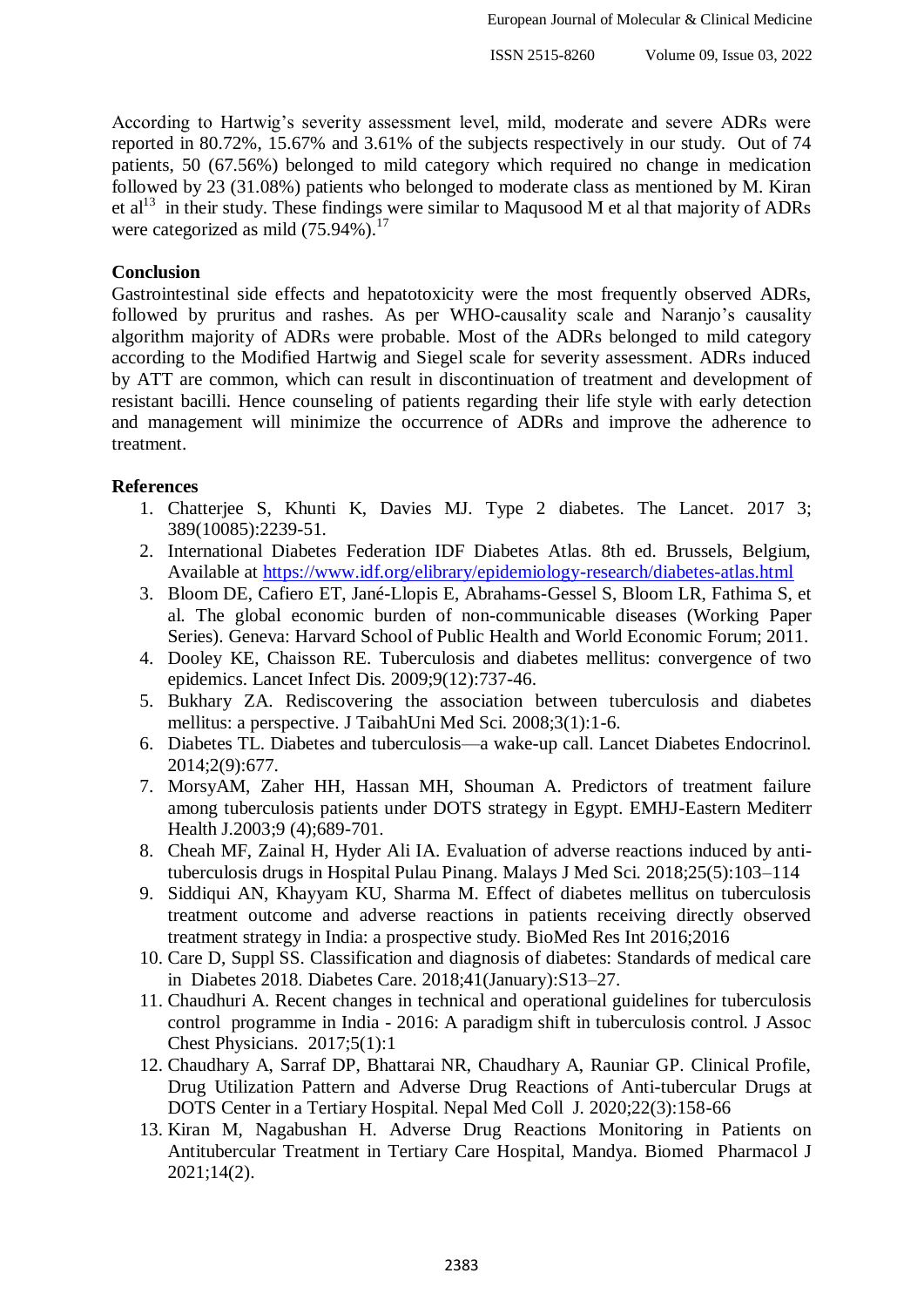According to Hartwig's severity assessment level, mild, moderate and severe ADRs were reported in 80.72%, 15.67% and 3.61% of the subjects respectively in our study. Out of 74 patients, 50 (67.56%) belonged to mild category which required no change in medication followed by 23 (31.08%) patients who belonged to moderate class as mentioned by M. Kiran et al[13] in their study. These findings were similar to Maqusood M et al that majority of ADRs were categorized as mild (75.94%).[17]

## Conclusion

Gastrointestinal side effects and hepatotoxicity were the most frequently observed ADRs, followed by pruritus and rashes. As per WHO-causality scale and Naranjo's causality algorithm majority of ADRs were probable. Most of the ADRs belonged to mild category according to the Modified Hartwig and Siegel scale for severity assessment. ADRs induced by ATT are common, which can result in discontinuation of treatment and development of resistant bacilli. Hence counseling of patients regarding their life style with early detection and management will minimize the occurrence of ADRs and improve the adherence to treatment.

## References

1. Chatterjee S, Khunti K, Davies MJ. Type 2 diabetes. The Lancet. 2017 3; 389(10085):2239-51.
2. International Diabetes Federation IDF Diabetes Atlas. 8th ed. Brussels, Belgium, Available at https://www.idf.org/elibrary/epidemiology-research/diabetes-atlas.html
3. Bloom DE, Cafiero ET, Jané-Llopis E, Abrahams-Gessel S, Bloom LR, Fathima S, et al. The global economic burden of non-communicable diseases (Working Paper Series). Geneva: Harvard School of Public Health and World Economic Forum; 2011.
4. Dooley KE, Chaisson RE. Tuberculosis and diabetes mellitus: convergence of two epidemics. Lancet Infect Dis. 2009;9(12):737-46.
5. Bukhary ZA. Rediscovering the association between tuberculosis and diabetes mellitus: a perspective. J TaibahUni Med Sci. 2008;3(1):1-6.
6. Diabetes TL. Diabetes and tuberculosis—a wake-up call. Lancet Diabetes Endocrinol. 2014;2(9):677.
7. MorsyAM, Zaher HH, Hassan MH, Shouman A. Predictors of treatment failure among tuberculosis patients under DOTS strategy in Egypt. EMHJ-Eastern Mediterr Health J.2003;9 (4);689-701.
8. Cheah MF, Zainal H, Hyder Ali IA. Evaluation of adverse reactions induced by anti-tuberculosis drugs in Hospital Pulau Pinang. Malays J Med Sci. 2018;25(5):103–114
9. Siddiqui AN, Khayyam KU, Sharma M. Effect of diabetes mellitus on tuberculosis treatment outcome and adverse reactions in patients receiving directly observed treatment strategy in India: a prospective study. BioMed Res Int 2016;2016
10. Care D, Suppl SS. Classification and diagnosis of diabetes: Standards of medical care in Diabetes 2018. Diabetes Care. 2018;41(January):S13–27.
11. Chaudhuri A. Recent changes in technical and operational guidelines for tuberculosis control programme in India - 2016: A paradigm shift in tuberculosis control. J Assoc Chest Physicians. 2017;5(1):1
12. Chaudhary A, Sarraf DP, Bhattarai NR, Chaudhary A, Rauniar GP. Clinical Profile, Drug Utilization Pattern and Adverse Drug Reactions of Anti-tubercular Drugs at DOTS Center in a Tertiary Hospital. Nepal Med Coll J. 2020;22(3):158-66
13. Kiran M, Nagabushan H. Adverse Drug Reactions Monitoring in Patients on Antitubercular Treatment in Tertiary Care Hospital, Mandya. Biomed Pharmacol J 2021;14(2).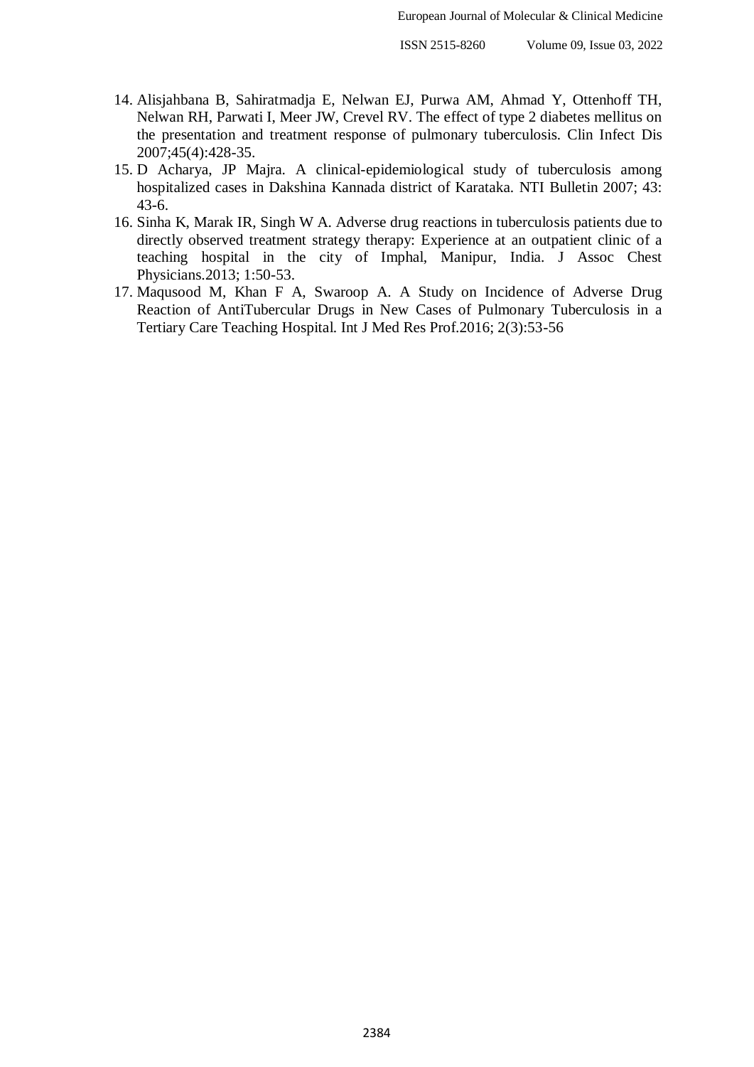14. Alisjahbana B, Sahiratmadja E, Nelwan EJ, Purwa AM, Ahmad Y, Ottenhoff TH, Nelwan RH, Parwati I, Meer JW, Crevel RV. The effect of type 2 diabetes mellitus on the presentation and treatment response of pulmonary tuberculosis. Clin Infect Dis 2007;45(4):428-35.
15. D Acharya, JP Majra. A clinical-epidemiological study of tuberculosis among hospitalized cases in Dakshina Kannada district of Karataka. NTI Bulletin 2007; 43: 43-6.
16. Sinha K, Marak IR, Singh W A. Adverse drug reactions in tuberculosis patients due to directly observed treatment strategy therapy: Experience at an outpatient clinic of a teaching hospital in the city of Imphal, Manipur, India. J Assoc Chest Physicians.2013; 1:50-53.
17. Maqusood M, Khan F A, Swaroop A. A Study on Incidence of Adverse Drug Reaction of AntiTubercular Drugs in New Cases of Pulmonary Tuberculosis in a Tertiary Care Teaching Hospital. Int J Med Res Prof.2016; 2(3):53-56